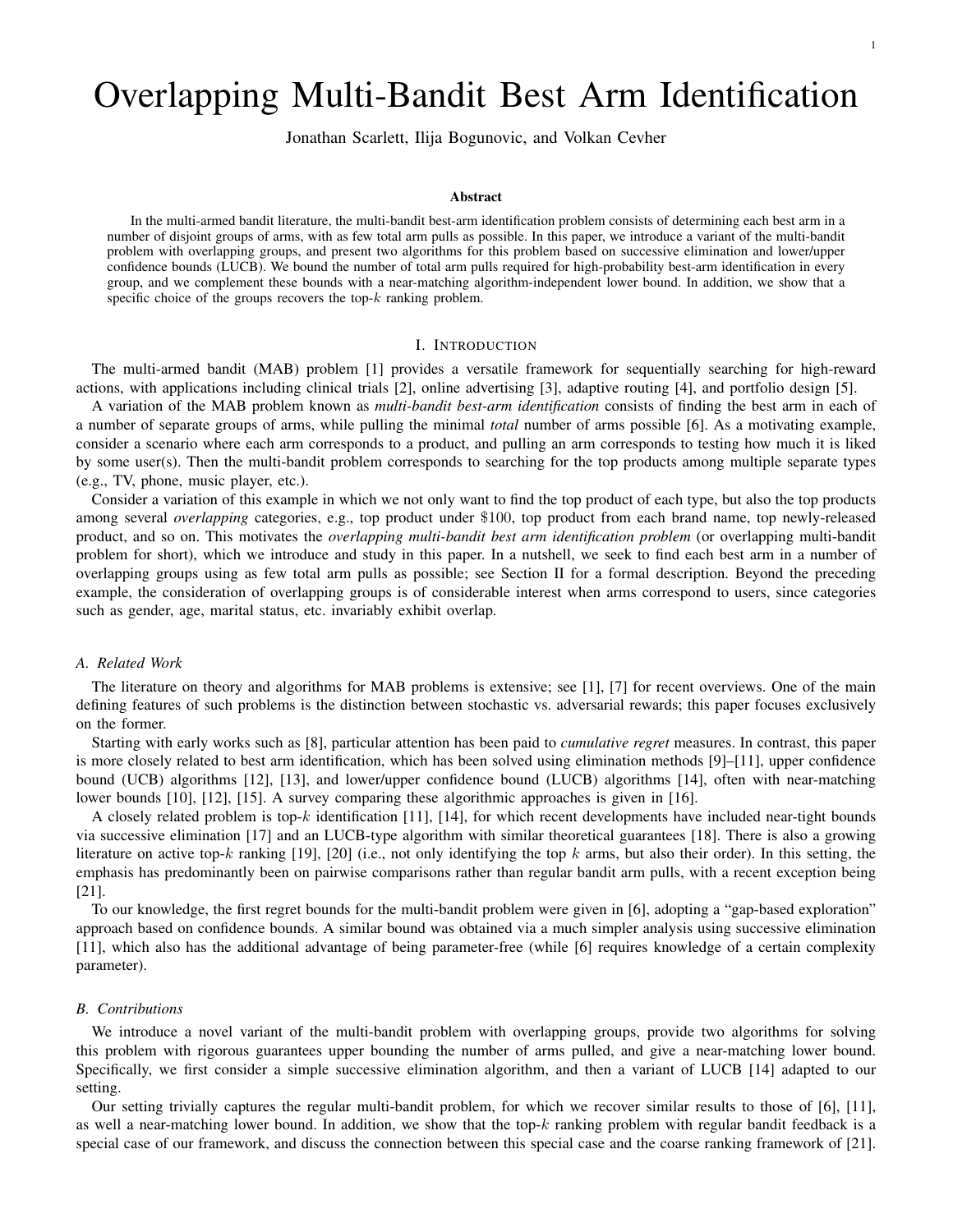# Overlapping Multi-Bandit Best Arm Identification

Jonathan Scarlett, Ilija Bogunovic, and Volkan Cevher

### Abstract

In the multi-armed bandit literature, the multi-bandit best-arm identification problem consists of determining each best arm in a number of disjoint groups of arms, with as few total arm pulls as possible. In this paper, we introduce a variant of the multi-bandit problem with overlapping groups, and present two algorithms for this problem based on successive elimination and lower/upper confidence bounds (LUCB). We bound the number of total arm pulls required for high-probability best-arm identification in every group, and we complement these bounds with a near-matching algorithm-independent lower bound. In addition, we show that a specific choice of the groups recovers the top-$k$ ranking problem.

## I. Introduction

The multi-armed bandit (MAB) problem [1] provides a versatile framework for sequentially searching for high-reward actions, with applications including clinical trials [2], online advertising [3], adaptive routing [4], and portfolio design [5].

A variation of the MAB problem known as *multi-bandit best-arm identification* consists of finding the best arm in each of a number of separate groups of arms, while pulling the minimal *total* number of arms possible [6]. As a motivating example, consider a scenario where each arm corresponds to a product, and pulling an arm corresponds to testing how much it is liked by some user(s). Then the multi-bandit problem corresponds to searching for the top products among multiple separate types (e.g., TV, phone, music player, etc.).

Consider a variation of this example in which we not only want to find the top product of each type, but also the top products among several *overlapping* categories, e.g., top product under \$100, top product from each brand name, top newly-released product, and so on. This motivates the *overlapping multi-bandit best arm identification problem* (or overlapping multi-bandit problem for short), which we introduce and study in this paper. In a nutshell, we seek to find each best arm in a number of overlapping groups using as few total arm pulls as possible; see Section II for a formal description. Beyond the preceding example, the consideration of overlapping groups is of considerable interest when arms correspond to users, since categories such as gender, age, marital status, etc. invariably exhibit overlap.

### A. Related Work

The literature on theory and algorithms for MAB problems is extensive; see [1], [7] for recent overviews. One of the main defining features of such problems is the distinction between stochastic vs. adversarial rewards; this paper focuses exclusively on the former.

Starting with early works such as [8], particular attention has been paid to *cumulative regret* measures. In contrast, this paper is more closely related to best arm identification, which has been solved using elimination methods [9]–[11], upper confidence bound (UCB) algorithms [12], [13], and lower/upper confidence bound (LUCB) algorithms [14], often with near-matching lower bounds [10], [12], [15]. A survey comparing these algorithmic approaches is given in [16].

A closely related problem is top-$k$ identification [11], [14], for which recent developments have included near-tight bounds via successive elimination [17] and an LUCB-type algorithm with similar theoretical guarantees [18]. There is also a growing literature on active top-$k$ ranking [19], [20] (i.e., not only identifying the top $k$ arms, but also their order). In this setting, the emphasis has predominantly been on pairwise comparisons rather than regular bandit arm pulls, with a recent exception being [21].

To our knowledge, the first regret bounds for the multi-bandit problem were given in [6], adopting a "gap-based exploration" approach based on confidence bounds. A similar bound was obtained via a much simpler analysis using successive elimination [11], which also has the additional advantage of being parameter-free (while [6] requires knowledge of a certain complexity parameter).

### B. Contributions

We introduce a novel variant of the multi-bandit problem with overlapping groups, provide two algorithms for solving this problem with rigorous guarantees upper bounding the number of arms pulled, and give a near-matching lower bound. Specifically, we first consider a simple successive elimination algorithm, and then a variant of LUCB [14] adapted to our setting.

Our setting trivially captures the regular multi-bandit problem, for which we recover similar results to those of [6], [11], as well a near-matching lower bound. In addition, we show that the top-$k$ ranking problem with regular bandit feedback is a special case of our framework, and discuss the connection between this special case and the coarse ranking framework of [21].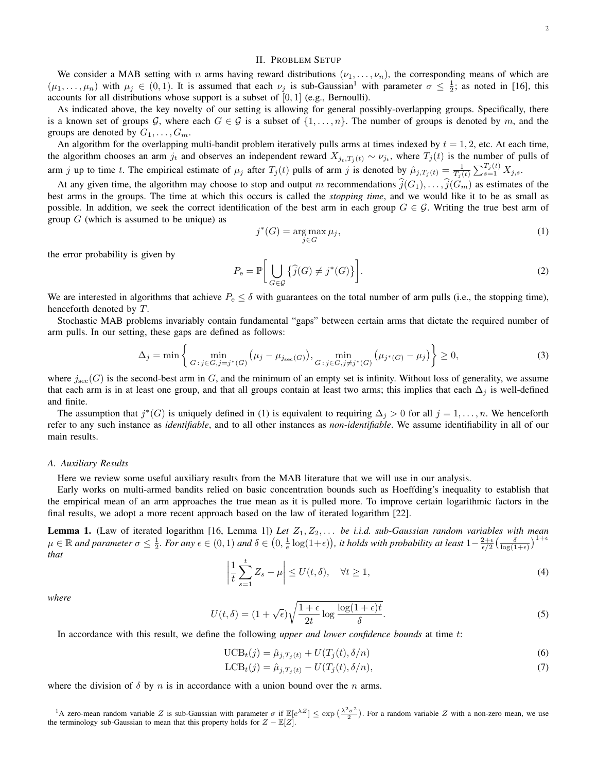## II. Problem Setup

We consider a MAB setting with $n$ arms having reward distributions $(\nu_1, \dots, \nu_n)$, the corresponding means of which are $(\mu_1, \dots, \mu_n)$ with $\mu_j \in (0, 1)$. It is assumed that each $\nu_j$ is sub-Gaussian[1] with parameter $\sigma \le \frac{1}{2}$; as noted in [16], this accounts for all distributions whose support is a subset of $[0, 1]$ (e.g., Bernoulli).

As indicated above, the key novelty of our setting is allowing for general possibly-overlapping groups. Specifically, there is a known set of groups $\mathcal{G}$, where each $G \in \mathcal{G}$ is a subset of $\{1, \dots, n\}$. The number of groups is denoted by $m$, and the groups are denoted by $G_1, \dots, G_m$.

An algorithm for the overlapping multi-bandit problem iteratively pulls arms at times indexed by $t = 1, 2$, etc. At each time, the algorithm chooses an arm $j_t$ and observes an independent reward $X_{j_t, T_j(t)} \sim \nu_{j_t}$, where $T_j(t)$ is the number of pulls of arm $j$ up to time $t$. The empirical estimate of $\mu_j$ after $T_j(t)$ pulls of arm $j$ is denoted by $\hat{\mu}_{j,T_j(t)} = \frac{1}{T_j(t)} \sum_{s=1}^{T_j(t)} X_{j,s}$.

At any given time, the algorithm may choose to stop and output $m$ recommendations $\widehat{j}(G_1), \dots, \widehat{j}(G_m)$ as estimates of the best arms in the groups. The time at which this occurs is called the *stopping time*, and we would like it to be as small as possible. In addition, we seek the correct identification of the best arm in each group $G \in \mathcal{G}$. Writing the true best arm of group $G$ (which is assumed to be unique) as

$$j^*(G) = \arg\max_{j \in G} \mu_j, \tag{1}$$

the error probability is given by

$$P_\mathrm{e} = \mathbb{P}\bigg[ \bigcup_{G \in \mathcal{G}} \big\{ \widehat{j}(G) \ne j^*(G) \big\} \bigg]. \tag{2}$$

We are interested in algorithms that achieve $P_\mathrm{e} \le \delta$ with guarantees on the total number of arm pulls (i.e., the stopping time), henceforth denoted by $T$.

Stochastic MAB problems invariably contain fundamental "gaps" between certain arms that dictate the required number of arm pulls. In our setting, these gaps are defined as follows:

$$\Delta_j = \min\bigg\{ \min_{G \,:\, j \in G, j = j^*(G)} \big( \mu_j - \mu_{j_\mathrm{sec}(G)} \big), \min_{G \,:\, j \in G, j \ne j^*(G)} \big( \mu_{j^*(G)} - \mu_j \big) \bigg\} \ge 0, \tag{3}$$

where $j_\mathrm{sec}(G)$ is the second-best arm in $G$, and the minimum of an empty set is infinity. Without loss of generality, we assume that each arm is in at least one group, and that all groups contain at least two arms; this implies that each $\Delta_j$ is well-defined and finite.

The assumption that $j^*(G)$ is uniquely defined in (1) is equivalent to requiring $\Delta_j > 0$ for all $j = 1, \dots, n$. We henceforth refer to any such instance as *identifiable*, and to all other instances as *non-identifiable*. We assume identifiability in all of our main results.

### A. Auxiliary Results

Here we review some useful auxiliary results from the MAB literature that we will use in our analysis.

Early works on multi-armed bandits relied on basic concentration bounds such as Hoeffding's inequality to establish that the empirical mean of an arm approaches the true mean as it is pulled more. To improve certain logarithmic factors in the final results, we adopt a more recent approach based on the law of iterated logarithm [22].

**Lemma 1.** (Law of iterated logarithm [16, Lemma 1]) *Let $Z_1, Z_2, \dots$ be i.i.d. sub-Gaussian random variables with mean $\mu \in \mathbb{R}$ and parameter $\sigma \le \frac{1}{2}$. For any $\epsilon \in (0, 1)$ and $\delta \in \big(0, \frac{1}{e}\log(1+\epsilon)\big)$, it holds with probability at least $1 - \frac{2+\epsilon}{\epsilon/2}\big(\frac{\delta}{\log(1+\epsilon)}\big)^{1+\epsilon}$ that*

$$\left| \frac{1}{t} \sum_{s=1}^{t} Z_s - \mu \right| \le U(t, \delta), \quad \forall t \ge 1, \tag{4}$$

*where*

$$U(t, \delta) = (1 + \sqrt{\epsilon}) \sqrt{\frac{1+\epsilon}{2t} \log \frac{\log(1+\epsilon)t}{\delta}}. \tag{5}$$

In accordance with this result, we define the following *upper and lower confidence bounds* at time $t$:

$$\mathrm{UCB}_t(j) = \hat{\mu}_{j,T_j(t)} + U(T_j(t), \delta/n) \tag{6}$$

$$\mathrm{LCB}_t(j) = \hat{\mu}_{j,T_j(t)} - U(T_j(t), \delta/n), \tag{7}$$

where the division of $\delta$ by $n$ is in accordance with a union bound over the $n$ arms.

[1] A zero-mean random variable $Z$ is sub-Gaussian with parameter $\sigma$ if $\mathbb{E}[e^{\lambda Z}] \le \exp\big(\frac{\lambda^2 \sigma^2}{2}\big)$. For a random variable $Z$ with a non-zero mean, we use the terminology sub-Gaussian to mean that this property holds for $Z - \mathbb{E}[Z]$.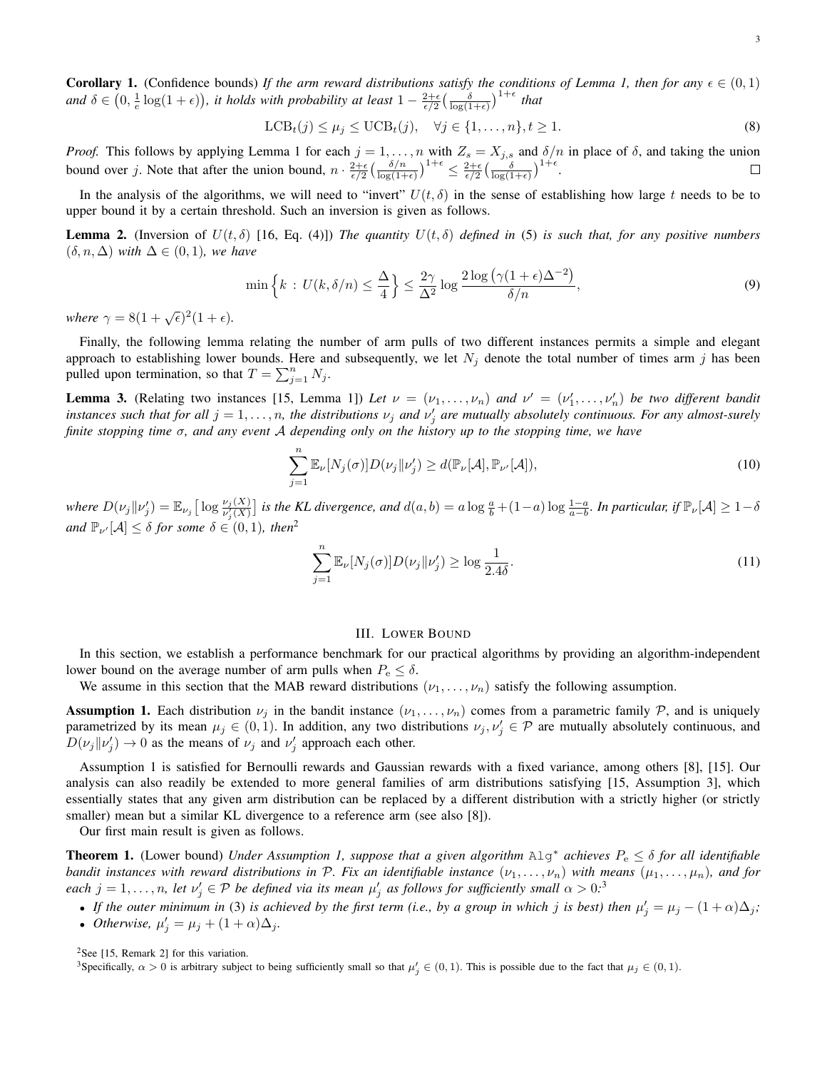**Corollary 1.** (Confidence bounds) *If the arm reward distributions satisfy the conditions of Lemma 1, then for any $\epsilon \in (0,1)$ and $\delta \in \big(0, \frac{1}{e}\log(1+\epsilon)\big)$, it holds with probability at least $1 - \frac{2+\epsilon}{\epsilon/2}\big(\frac{\delta}{\log(1+\epsilon)}\big)^{1+\epsilon}$ that*

$$\mathrm{LCB}_t(j) \le \mu_j \le \mathrm{UCB}_t(j), \quad \forall j \in \{1,\dots,n\}, t \ge 1. \tag{8}$$

*Proof.* This follows by applying Lemma 1 for each $j = 1,\dots,n$ with $Z_s = X_{j,s}$ and $\delta/n$ in place of $\delta$, and taking the union bound over $j$. Note that after the union bound, $n \cdot \frac{2+\epsilon}{\epsilon/2}\big(\frac{\delta/n}{\log(1+\epsilon)}\big)^{1+\epsilon} \le \frac{2+\epsilon}{\epsilon/2}\big(\frac{\delta}{\log(1+\epsilon)}\big)^{1+\epsilon}$. □

In the analysis of the algorithms, we will need to "invert" $U(t,\delta)$ in the sense of establishing how large $t$ needs to be to upper bound it by a certain threshold. Such an inversion is given as follows.

**Lemma 2.** (Inversion of $U(t,\delta)$ [16, Eq. (4)]) *The quantity $U(t,\delta)$ defined in (5) is such that, for any positive numbers $(\delta, n, \Delta)$ with $\Delta \in (0,1)$, we have*

$$\min\Big\{k \,:\, U(k,\delta/n) \le \frac{\Delta}{4}\Big\} \le \frac{2\gamma}{\Delta^2}\log\frac{2\log\big(\gamma(1+\epsilon)\Delta^{-2}\big)}{\delta/n}, \tag{9}$$

*where $\gamma = 8(1+\sqrt{\epsilon})^2(1+\epsilon)$.*

Finally, the following lemma relating the number of arm pulls of two different instances permits a simple and elegant approach to establishing lower bounds. Here and subsequently, we let $N_j$ denote the total number of times arm $j$ has been pulled upon termination, so that $T = \sum_{j=1}^n N_j$.

**Lemma 3.** (Relating two instances [15, Lemma 1]) *Let $\nu = (\nu_1,\dots,\nu_n)$ and $\nu' = (\nu'_1,\dots,\nu'_n)$ be two different bandit instances such that for all $j = 1,\dots,n$, the distributions $\nu_j$ and $\nu'_j$ are mutually absolutely continuous. For any almost-surely finite stopping time $\sigma$, and any event $\mathcal{A}$ depending only on the history up to the stopping time, we have*

$$\sum_{j=1}^n \mathbb{E}_\nu[N_j(\sigma)] D(\nu_j \| \nu'_j) \ge d(\mathbb{P}_\nu[\mathcal{A}], \mathbb{P}_{\nu'}[\mathcal{A}]), \tag{10}$$

*where $D(\nu_j\|\nu'_j) = \mathbb{E}_{\nu_j}\big[\log\frac{\nu_j(X)}{\nu'_j(X)}\big]$ is the KL divergence, and $d(a,b) = a\log\frac{a}{b} + (1-a)\log\frac{1-a}{a-b}$. In particular, if $\mathbb{P}_\nu[\mathcal{A}] \ge 1-\delta$ and $\mathbb{P}_{\nu'}[\mathcal{A}] \le \delta$ for some $\delta \in (0,1)$, then*[2]

$$\sum_{j=1}^n \mathbb{E}_\nu[N_j(\sigma)] D(\nu_j\|\nu'_j) \ge \log\frac{1}{2.4\delta}. \tag{11}$$

## III. Lower Bound

In this section, we establish a performance benchmark for our practical algorithms by providing an algorithm-independent lower bound on the average number of arm pulls when $P_{\mathrm{e}} \le \delta$.

We assume in this section that the MAB reward distributions $(\nu_1,\dots,\nu_n)$ satisfy the following assumption.

**Assumption 1.** Each distribution $\nu_j$ in the bandit instance $(\nu_1,\dots,\nu_n)$ comes from a parametric family $\mathcal{P}$, and is uniquely parametrized by its mean $\mu_j \in (0,1)$. In addition, any two distributions $\nu_j, \nu'_j \in \mathcal{P}$ are mutually absolutely continuous, and $D(\nu_j\|\nu'_j) \to 0$ as the means of $\nu_j$ and $\nu'_j$ approach each other.

Assumption 1 is satisfied for Bernoulli rewards and Gaussian rewards with a fixed variance, among others [8], [15]. Our analysis can also readily be extended to more general families of arm distributions satisfying [15, Assumption 3], which essentially states that any given arm distribution can be replaced by a different distribution with a strictly higher (or strictly smaller) mean but a similar KL divergence to a reference arm (see also [8]).

Our first main result is given as follows.

**Theorem 1.** (Lower bound) *Under Assumption 1, suppose that a given algorithm* Alg$^*$ *achieves $P_{\mathrm{e}} \le \delta$ for all identifiable bandit instances with reward distributions in $\mathcal{P}$. Fix an identifiable instance $(\nu_1,\dots,\nu_n)$ with means $(\mu_1,\dots,\mu_n)$, and for each $j = 1,\dots,n$, let $\nu'_j \in \mathcal{P}$ be defined via its mean $\mu'_j$ as follows for sufficiently small $\alpha > 0$:*[3]

- *If the outer minimum in (3) is achieved by the first term (i.e., by a group in which $j$ is best) then $\mu'_j = \mu_j - (1+\alpha)\Delta_j$;*
- *Otherwise, $\mu'_j = \mu_j + (1+\alpha)\Delta_j$.*

[2] See [15, Remark 2] for this variation.

[3] Specifically, $\alpha > 0$ is arbitrary subject to being sufficiently small so that $\mu'_j \in (0,1)$. This is possible due to the fact that $\mu_j \in (0,1)$.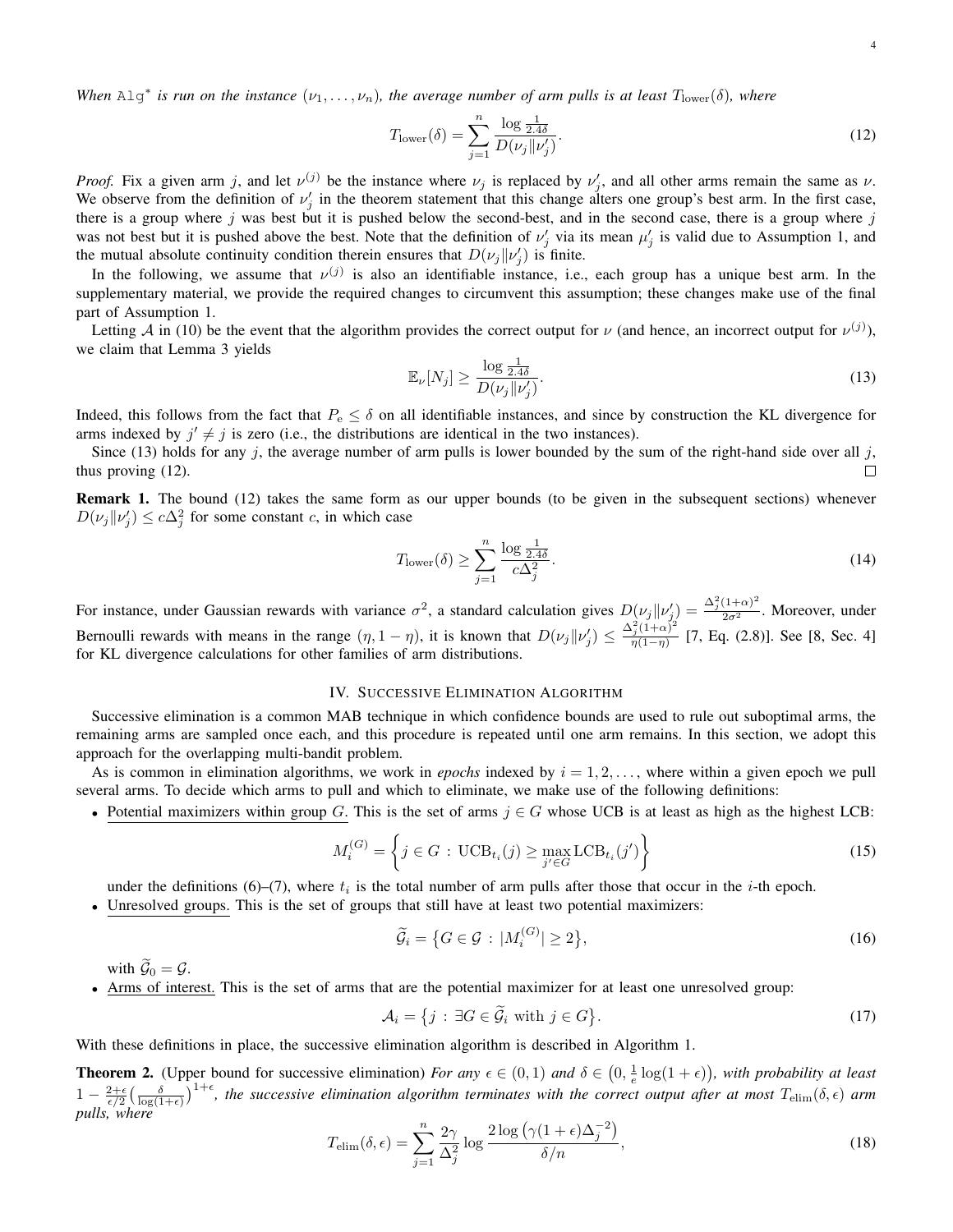*When* $\texttt{Alg}^*$ *is run on the instance* $(\nu_1, \dots, \nu_n)$*, the average number of arm pulls is at least* $T_{\rm lower}(\delta)$*, where*

$$T_{\rm lower}(\delta) = \sum_{j=1}^{n} \frac{\log \frac{1}{2.4\delta}}{D(\nu_j \| \nu_j')}. \tag{12}$$

*Proof.* Fix a given arm $j$, and let $\nu^{(j)}$ be the instance where $\nu_j$ is replaced by $\nu_j'$, and all other arms remain the same as $\nu$. We observe from the definition of $\nu_j'$ in the theorem statement that this change alters one group's best arm. In the first case, there is a group where $j$ was best but it is pushed below the second-best, and in the second case, there is a group where $j$ was not best but it is pushed above the best. Note that the definition of $\nu_j'$ via its mean $\mu_j'$ is valid due to Assumption 1, and the mutual absolute continuity condition therein ensures that $D(\nu_j \| \nu_j')$ is finite.

In the following, we assume that $\nu^{(j)}$ is also an identifiable instance, i.e., each group has a unique best arm. In the supplementary material, we provide the required changes to circumvent this assumption; these changes make use of the final part of Assumption 1.

Letting $\mathcal{A}$ in (10) be the event that the algorithm provides the correct output for $\nu$ (and hence, an incorrect output for $\nu^{(j)}$), we claim that Lemma 3 yields

$$\mathbb{E}_\nu[N_j] \ge \frac{\log \frac{1}{2.4\delta}}{D(\nu_j \| \nu_j')}. \tag{13}$$

Indeed, this follows from the fact that $P_{\rm e} \le \delta$ on all identifiable instances, and since by construction the KL divergence for arms indexed by $j' \ne j$ is zero (i.e., the distributions are identical in the two instances).

Since (13) holds for any $j$, the average number of arm pulls is lower bounded by the sum of the right-hand side over all $j$, thus proving (12). □

**Remark 1.** The bound (12) takes the same form as our upper bounds (to be given in the subsequent sections) whenever $D(\nu_j \| \nu_j') \le c\Delta_j^2$ for some constant $c$, in which case

$$T_{\rm lower}(\delta) \ge \sum_{j=1}^{n} \frac{\log \frac{1}{2.4\delta}}{c\Delta_j^2}. \tag{14}$$

For instance, under Gaussian rewards with variance $\sigma^2$, a standard calculation gives $D(\nu_j \| \nu_j') = \frac{\Delta_j^2(1+\alpha)^2}{2\sigma^2}$. Moreover, under Bernoulli rewards with means in the range $(\eta, 1-\eta)$, it is known that $D(\nu_j \| \nu_j') \le \frac{\Delta_j^2(1+\alpha)^2}{\eta(1-\eta)}$ [7, Eq. (2.8)]. See [8, Sec. 4] for KL divergence calculations for other families of arm distributions.

## IV. Successive Elimination Algorithm

Successive elimination is a common MAB technique in which confidence bounds are used to rule out suboptimal arms, the remaining arms are sampled once each, and this procedure is repeated until one arm remains. In this section, we adopt this approach for the overlapping multi-bandit problem.

As is common in elimination algorithms, we work in *epochs* indexed by $i = 1, 2, \dots$, where within a given epoch we pull several arms. To decide which arms to pull and which to eliminate, we make use of the following definitions:

- Potential maximizers within group $G$. This is the set of arms $j \in G$ whose UCB is at least as high as the highest LCB:

$$M_i^{(G)} = \left\{ j \in G \,:\, \mathrm{UCB}_{t_i}(j) \ge \max_{j' \in G} \mathrm{LCB}_{t_i}(j') \right\} \tag{15}$$

  under the definitions (6)–(7), where $t_i$ is the total number of arm pulls after those that occur in the $i$-th epoch.
- Unresolved groups. This is the set of groups that still have at least two potential maximizers:

$$\widetilde{\mathcal{G}}_i = \left\{ G \in \mathcal{G} \,:\, |M_i^{(G)}| \ge 2 \right\}, \tag{16}$$

  with $\widetilde{\mathcal{G}}_0 = \mathcal{G}$.
- Arms of interest. This is the set of arms that are the potential maximizer for at least one unresolved group:

$$\mathcal{A}_i = \left\{ j \,:\, \exists G \in \widetilde{\mathcal{G}}_i \text{ with } j \in G \right\}. \tag{17}$$

With these definitions in place, the successive elimination algorithm is described in Algorithm 1.

**Theorem 2.** (Upper bound for successive elimination) *For any* $\epsilon \in (0,1)$ *and* $\delta \in \left(0, \frac{1}{e}\log(1+\epsilon)\right)$*, with probability at least* $1 - \frac{2+\epsilon}{\epsilon/2}\left(\frac{\delta}{\log(1+\epsilon)}\right)^{1+\epsilon}$*, the successive elimination algorithm terminates with the correct output after at most* $T_{\rm elim}(\delta, \epsilon)$ *arm pulls, where*

$$T_{\rm elim}(\delta, \epsilon) = \sum_{j=1}^{n} \frac{2\gamma}{\Delta_j^2} \log \frac{2\log\left(\gamma(1+\epsilon)\Delta_j^{-2}\right)}{\delta/n}, \tag{18}$$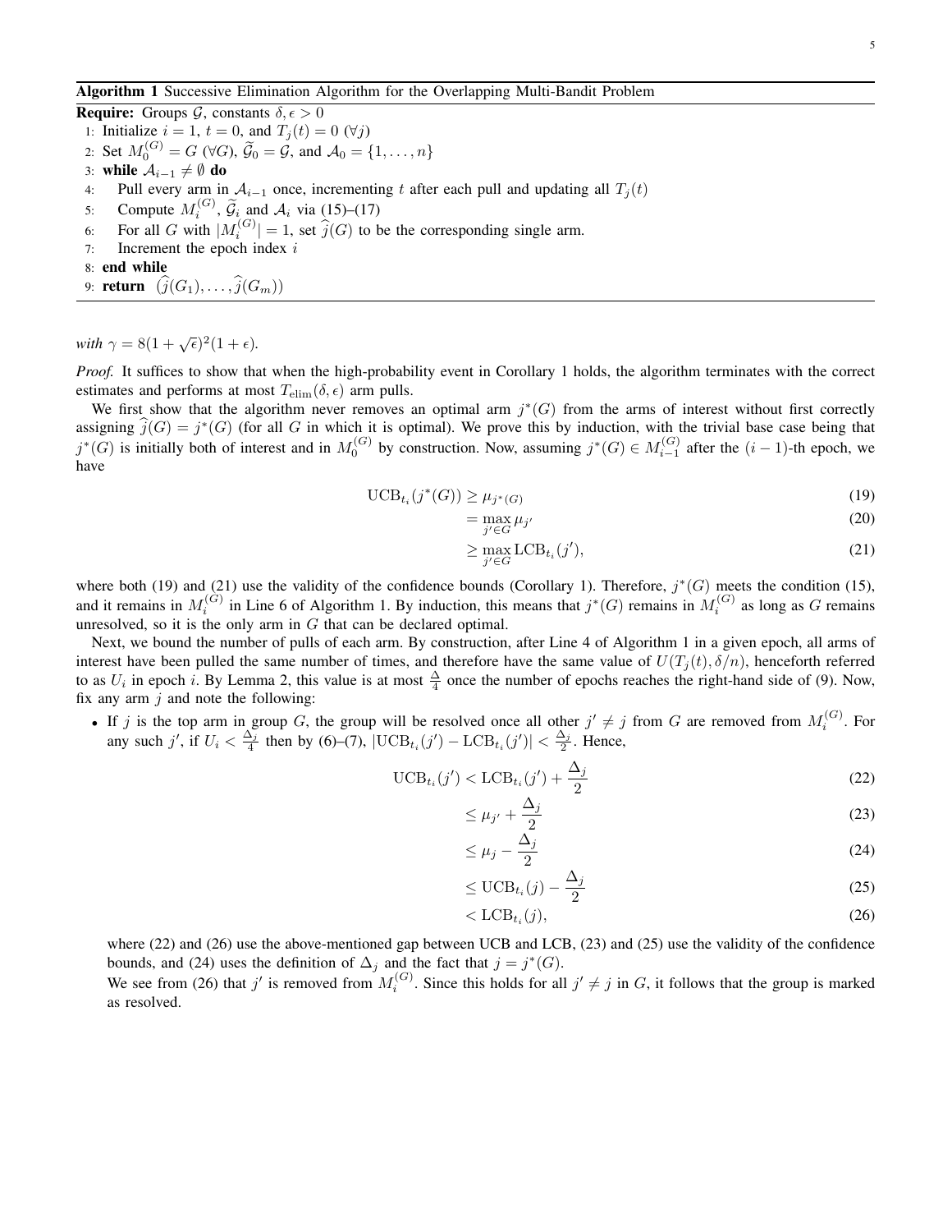**Algorithm 1** Successive Elimination Algorithm for the Overlapping Multi-Bandit Problem

**Require:** Groups $\mathcal{G}$, constants $\delta, \epsilon > 0$

1: Initialize $i = 1$, $t = 0$, and $T_j(t) = 0$ $(\forall j)$
2: Set $M_0^{(G)} = G$ $(\forall G)$, $\widetilde{\mathcal{G}}_0 = \mathcal{G}$, and $\mathcal{A}_0 = \{1, \dots, n\}$
3: **while** $\mathcal{A}_{i-1} \neq \emptyset$ **do**
4: Pull every arm in $\mathcal{A}_{i-1}$ once, incrementing $t$ after each pull and updating all $T_j(t)$
5: Compute $M_i^{(G)}$, $\widetilde{\mathcal{G}}_i$ and $\mathcal{A}_i$ via (15)–(17)
6: For all $G$ with $|M_i^{(G)}| = 1$, set $\widehat{j}(G)$ to be the corresponding single arm.
7: Increment the epoch index $i$
8: **end while**
9: **return** $(\widehat{j}(G_1), \dots, \widehat{j}(G_m))$

*with* $\gamma = 8(1+\sqrt{\epsilon})^2(1+\epsilon)$.

*Proof.* It suffices to show that when the high-probability event in Corollary 1 holds, the algorithm terminates with the correct estimates and performs at most $T_{\mathrm{elim}}(\delta, \epsilon)$ arm pulls.

We first show that the algorithm never removes an optimal arm $j^*(G)$ from the arms of interest without first correctly assigning $\widehat{j}(G) = j^*(G)$ (for all $G$ in which it is optimal). We prove this by induction, with the trivial base case being that $j^*(G)$ is initially both of interest and in $M_0^{(G)}$ by construction. Now, assuming $j^*(G) \in M_{i-1}^{(G)}$ after the $(i-1)$-th epoch, we have

$$\mathrm{UCB}_{t_i}(j^*(G)) \geq \mu_{j^*(G)} \tag{19}$$

$$= \max_{j' \in G} \mu_{j'} \tag{20}$$

$$\geq \max_{j' \in G} \mathrm{LCB}_{t_i}(j'), \tag{21}$$

where both (19) and (21) use the validity of the confidence bounds (Corollary 1). Therefore, $j^*(G)$ meets the condition (15), and it remains in $M_i^{(G)}$ in Line 6 of Algorithm 1. By induction, this means that $j^*(G)$ remains in $M_i^{(G)}$ as long as $G$ remains unresolved, so it is the only arm in $G$ that can be declared optimal.

Next, we bound the number of pulls of each arm. By construction, after Line 4 of Algorithm 1 in a given epoch, all arms of interest have been pulled the same number of times, and therefore have the same value of $U(T_j(t), \delta/n)$, henceforth referred to as $U_i$ in epoch $i$. By Lemma 2, this value is at most $\frac{\Delta}{4}$ once the number of epochs reaches the right-hand side of (9). Now, fix any arm $j$ and note the following:

- If $j$ is the top arm in group $G$, the group will be resolved once all other $j' \neq j$ from $G$ are removed from $M_i^{(G)}$. For any such $j'$, if $U_i < \frac{\Delta_j}{4}$ then by (6)–(7), $|\mathrm{UCB}_{t_i}(j') - \mathrm{LCB}_{t_i}(j')| < \frac{\Delta_j}{2}$. Hence,

$$\mathrm{UCB}_{t_i}(j') < \mathrm{LCB}_{t_i}(j') + \frac{\Delta_j}{2} \tag{22}$$

$$\leq \mu_{j'} + \frac{\Delta_j}{2} \tag{23}$$

$$\leq \mu_j - \frac{\Delta_j}{2} \tag{24}$$

$$\leq \mathrm{UCB}_{t_i}(j) - \frac{\Delta_j}{2} \tag{25}$$

$$< \mathrm{LCB}_{t_i}(j), \tag{26}$$

where (22) and (26) use the above-mentioned gap between UCB and LCB, (23) and (25) use the validity of the confidence bounds, and (24) uses the definition of $\Delta_j$ and the fact that $j = j^*(G)$.

We see from (26) that $j'$ is removed from $M_i^{(G)}$. Since this holds for all $j' \neq j$ in $G$, it follows that the group is marked as resolved.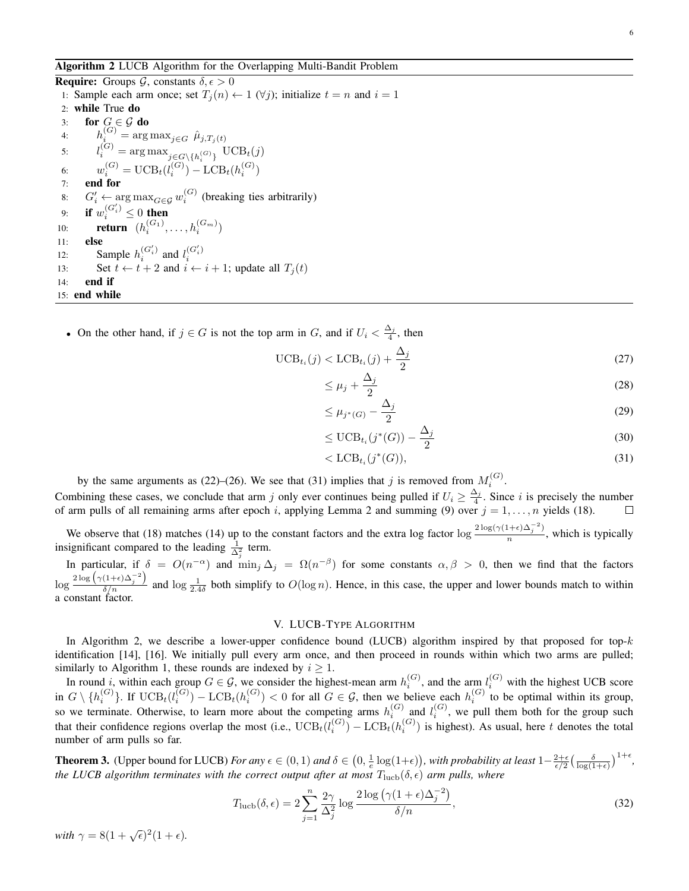**Algorithm 2** LUCB Algorithm for the Overlapping Multi-Bandit Problem

**Require:** Groups $\mathcal{G}$, constants $\delta, \epsilon > 0$

1: Sample each arm once; set $T_j(n) \leftarrow 1$ ($\forall j$); initialize $t = n$ and $i = 1$
2: **while** True **do**
3: &nbsp;&nbsp;&nbsp;&nbsp;**for** $G \in \mathcal{G}$ **do**
4: &nbsp;&nbsp;&nbsp;&nbsp;&nbsp;&nbsp;&nbsp;&nbsp;$h_i^{(G)} = \arg\max_{j \in G} \hat{\mu}_{j, T_j(t)}$
5: &nbsp;&nbsp;&nbsp;&nbsp;&nbsp;&nbsp;&nbsp;&nbsp;$l_i^{(G)} = \arg\max_{j \in G \setminus \{h_i^{(G)}\}} \mathrm{UCB}_t(j)$
6: &nbsp;&nbsp;&nbsp;&nbsp;&nbsp;&nbsp;&nbsp;&nbsp;$w_i^{(G)} = \mathrm{UCB}_t(l_i^{(G)}) - \mathrm{LCB}_t(h_i^{(G)})$
7: &nbsp;&nbsp;&nbsp;&nbsp;**end for**
8: &nbsp;&nbsp;&nbsp;&nbsp;$G'_i \leftarrow \arg\max_{G \in \mathcal{G}} w_i^{(G)}$ (breaking ties arbitrarily)
9: &nbsp;&nbsp;&nbsp;&nbsp;**if** $w_i^{(G'_i)} \le 0$ **then**
10: &nbsp;&nbsp;&nbsp;&nbsp;&nbsp;&nbsp;&nbsp;&nbsp;**return** $(h_i^{(G_1)}, \dots, h_i^{(G_m)})$
11: &nbsp;&nbsp;&nbsp;&nbsp;**else**
12: &nbsp;&nbsp;&nbsp;&nbsp;&nbsp;&nbsp;&nbsp;&nbsp;Sample $h_i^{(G'_i)}$ and $l_i^{(G'_i)}$
13: &nbsp;&nbsp;&nbsp;&nbsp;&nbsp;&nbsp;&nbsp;&nbsp;Set $t \leftarrow t + 2$ and $i \leftarrow i + 1$; update all $T_j(t)$
14: &nbsp;&nbsp;&nbsp;&nbsp;**end if**
15: **end while**

- On the other hand, if $j \in G$ is not the top arm in $G$, and if $U_i < \frac{\Delta_j}{4}$, then

$$\mathrm{UCB}_{t_i}(j) < \mathrm{LCB}_{t_i}(j) + \frac{\Delta_j}{2} \tag{27}$$

$$\le \mu_j + \frac{\Delta_j}{2} \tag{28}$$

$$\le \mu_{j^*(G)} - \frac{\Delta_j}{2} \tag{29}$$

$$\le \mathrm{UCB}_{t_i}(j^*(G)) - \frac{\Delta_j}{2} \tag{30}$$

$$< \mathrm{LCB}_{t_i}(j^*(G)), \tag{31}$$

by the same arguments as (22)–(26). We see that (31) implies that $j$ is removed from $M_i^{(G)}$.

Combining these cases, we conclude that arm $j$ only ever continues being pulled if $U_i \ge \frac{\Delta_j}{4}$. Since $i$ is precisely the number of arm pulls of all remaining arms after epoch $i$, applying Lemma 2 and summing (9) over $j = 1, \dots, n$ yields (18). □

We observe that (18) matches (14) up to the constant factors and the extra log factor $\log \frac{2\log(\gamma(1+\epsilon)\Delta_j^{-2})}{n}$, which is typically insignificant compared to the leading $\frac{1}{\Delta_j^2}$ term.

In particular, if $\delta = O(n^{-\alpha})$ and $\min_j \Delta_j = \Omega(n^{-\beta})$ for some constants $\alpha, \beta > 0$, then we find that the factors $\log \frac{2\log\left(\gamma(1+\epsilon)\Delta_j^{-2}\right)}{\delta/n}$ and $\log \frac{1}{2.4\delta}$ both simplify to $O(\log n)$. Hence, in this case, the upper and lower bounds match to within a constant factor.

## V. LUCB-Type Algorithm

In Algorithm 2, we describe a lower-upper confidence bound (LUCB) algorithm inspired by that proposed for top-$k$ identification [14], [16]. We initially pull every arm once, and then proceed in rounds within which two arms are pulled; similarly to Algorithm 1, these rounds are indexed by $i \ge 1$.

In round $i$, within each group $G \in \mathcal{G}$, we consider the highest-mean arm $h_i^{(G)}$, and the arm $l_i^{(G)}$ with the highest UCB score in $G \setminus \{h_i^{(G)}\}$. If $\mathrm{UCB}_t(l_i^{(G)}) - \mathrm{LCB}_t(h_i^{(G)}) < 0$ for all $G \in \mathcal{G}$, then we believe each $h_i^{(G)}$ to be optimal within its group, so we terminate. Otherwise, to learn more about the competing arms $h_i^{(G)}$ and $l_i^{(G)}$, we pull them both for the group such that their confidence regions overlap the most (i.e., $\mathrm{UCB}_t(l_i^{(G)}) - \mathrm{LCB}_t(h_i^{(G)})$ is highest). As usual, here $t$ denotes the total number of arm pulls so far.

**Theorem 3.** (Upper bound for LUCB) *For any $\epsilon \in (0, 1)$ and $\delta \in \left(0, \frac{1}{e}\log(1+\epsilon)\right)$, with probability at least $1 - \frac{2+\epsilon}{\epsilon/2}\left(\frac{\delta}{\log(1+\epsilon)}\right)^{1+\epsilon}$, the LUCB algorithm terminates with the correct output after at most $T_{\mathrm{lucb}}(\delta, \epsilon)$ arm pulls, where*

$$T_{\mathrm{lucb}}(\delta, \epsilon) = 2\sum_{j=1}^{n} \frac{2\gamma}{\Delta_j^2} \log \frac{2\log\left(\gamma(1+\epsilon)\Delta_j^{-2}\right)}{\delta/n}, \tag{32}$$

*with $\gamma = 8(1+\sqrt{\epsilon})^2(1+\epsilon)$.*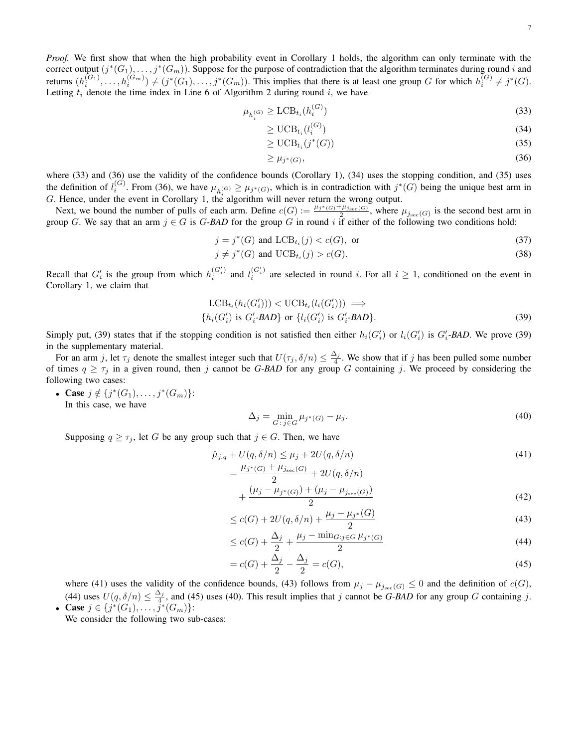*Proof.* We first show that when the high probability event in Corollary 1 holds, the algorithm can only terminate with the correct output $(j^*(G_1), \dots, j^*(G_m))$. Suppose for the purpose of contradiction that the algorithm terminates during round $i$ and returns $(h_i^{(G_1)}, \dots, h_i^{(G_m)}) \neq (j^*(G_1), \dots, j^*(G_m))$. This implies that there is at least one group $G$ for which $h_i^{(G)} \neq j^*(G)$. Letting $t_i$ denote the time index in Line 6 of Algorithm 2 during round $i$, we have

$$
\begin{aligned}
\mu_{h_i^{(G)}} &\geq \mathrm{LCB}_{t_i}(h_i^{(G)}) && (33)\\
&\geq \mathrm{UCB}_{t_i}(l_i^{(G)}) && (34)\\
&\geq \mathrm{UCB}_{t_i}(j^*(G)) && (35)\\
&\geq \mu_{j^*(G)}, && (36)
\end{aligned}
$$

where (33) and (36) use the validity of the confidence bounds (Corollary 1), (34) uses the stopping condition, and (35) uses the definition of $l_i^{(G)}$. From (36), we have $\mu_{h_i^{(G)}} \geq \mu_{j^*(G)}$, which is in contradiction with $j^*(G)$ being the unique best arm in $G$. Hence, under the event in Corollary 1, the algorithm will never return the wrong output.

Next, we bound the number of pulls of each arm. Define $c(G) := \frac{\mu_{j^*(G)} + \mu_{j_{\mathrm{sec}}(G)}}{2}$, where $\mu_{j_{\mathrm{sec}}(G)}$ is the second best arm in group $G$. We say that an arm $j \in G$ is *G-BAD* for the group $G$ in round $i$ if either of the following two conditions hold:

$$
\begin{aligned}
&j = j^*(G) \text{ and } \mathrm{LCB}_{t_i}(j) < c(G), \text{ or} && (37)\\
&j \neq j^*(G) \text{ and } \mathrm{UCB}_{t_i}(j) > c(G). && (38)
\end{aligned}
$$

Recall that $G_i'$ is the group from which $h_i^{(G_i')}$ and $l_i^{(G_i')}$ are selected in round $i$. For all $i \geq 1$, conditioned on the event in Corollary 1, we claim that

$$
\begin{aligned}
&\mathrm{LCB}_{t_i}(h_i(G_i'))) < \mathrm{UCB}_{t_i}(l_i(G_i'))) \implies\\
&\{h_i(G_i') \text{ is } G_i'\text{-}BAD\} \text{ or } \{l_i(G_i') \text{ is } G_i'\text{-}BAD\}. && (39)
\end{aligned}
$$

Simply put, (39) states that if the stopping condition is not satisfied then either $h_i(G_i')$ or $l_i(G_i')$ is $G_i'$-*BAD*. We prove (39) in the supplementary material.

For an arm $j$, let $\tau_j$ denote the smallest integer such that $U(\tau_j, \delta/n) \leq \frac{\Delta_j}{4}$. We show that if $j$ has been pulled some number of times $q \geq \tau_j$ in a given round, then $j$ cannot be *G-BAD* for any group $G$ containing $j$. We proceed by considering the following two cases:

- **Case** $j \notin \{j^*(G_1), \dots, j^*(G_m)\}$:
  In this case, we have

$$
\Delta_j = \min_{G\,:\,j \in G} \mu_{j^*(G)} - \mu_j. \tag{40}
$$

  Supposing $q \geq \tau_j$, let $G$ be any group such that $j \in G$. Then, we have

$$
\begin{aligned}
\hat{\mu}_{j,q} + U(q, \delta/n) &\leq \mu_j + 2U(q, \delta/n) && (41)\\
&= \frac{\mu_{j^*(G)} + \mu_{j_{\mathrm{sec}}(G)}}{2} + 2U(q, \delta/n)\\
&\quad + \frac{(\mu_j - \mu_{j^*(G)}) + (\mu_j - \mu_{j_{\mathrm{sec}}(G)})}{2} && (42)\\
&\leq c(G) + 2U(q, \delta/n) + \frac{\mu_j - \mu_{j^*}(G)}{2} && (43)\\
&\leq c(G) + \frac{\Delta_j}{2} + \frac{\mu_j - \min_{G: j \in G} \mu_{j^*(G)}}{2} && (44)\\
&= c(G) + \frac{\Delta_j}{2} - \frac{\Delta_j}{2} = c(G), && (45)
\end{aligned}
$$

  where (41) uses the validity of the confidence bounds, (43) follows from $\mu_j - \mu_{j_{\mathrm{sec}}(G)} \leq 0$ and the definition of $c(G)$, (44) uses $U(q, \delta/n) \leq \frac{\Delta_j}{4}$, and (45) uses (40). This result implies that $j$ cannot be *G-BAD* for any group $G$ containing $j$.

- **Case** $j \in \{j^*(G_1), \dots, j^*(G_m)\}$:
  We consider the following two sub-cases: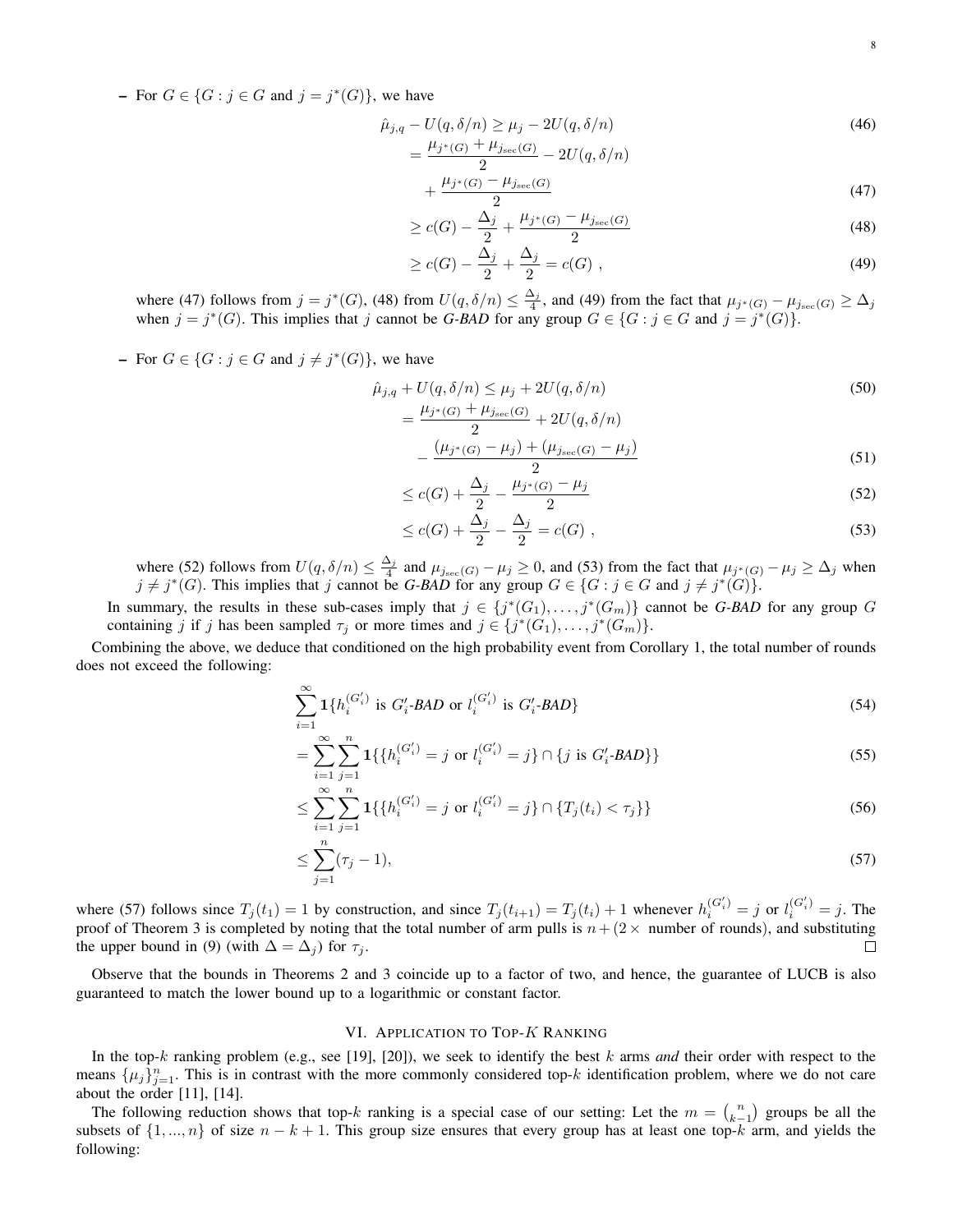– For $G \in \{G : j \in G \text{ and } j = j^*(G)\}$, we have

$$\hat{\mu}_{j,q} - U(q, \delta/n) \geq \mu_j - 2U(q, \delta/n) \tag{46}$$

$$= \frac{\mu_{j^*(G)} + \mu_{j_{\text{sec}}(G)}}{2} - 2U(q, \delta/n) + \frac{\mu_{j^*(G)} - \mu_{j_{\text{sec}}(G)}}{2} \tag{47}$$

$$\geq c(G) - \frac{\Delta_j}{2} + \frac{\mu_{j^*(G)} - \mu_{j_{\text{sec}}(G)}}{2} \tag{48}$$

$$\geq c(G) - \frac{\Delta_j}{2} + \frac{\Delta_j}{2} = c(G) \ , \tag{49}$$

where (47) follows from $j = j^*(G)$, (48) from $U(q, \delta/n) \leq \frac{\Delta_j}{4}$, and (49) from the fact that $\mu_{j^*(G)} - \mu_{j_{\text{sec}}(G)} \geq \Delta_j$ when $j = j^*(G)$. This implies that $j$ cannot be *G-BAD* for any group $G \in \{G : j \in G \text{ and } j = j^*(G)\}$.

– For $G \in \{G : j \in G \text{ and } j \neq j^*(G)\}$, we have

$$\hat{\mu}_{j,q} + U(q, \delta/n) \leq \mu_j + 2U(q, \delta/n) \tag{50}$$

$$= \frac{\mu_{j^*(G)} + \mu_{j_{\text{sec}}(G)}}{2} + 2U(q, \delta/n) - \frac{(\mu_{j^*(G)} - \mu_j) + (\mu_{j_{\text{sec}}(G)} - \mu_j)}{2} \tag{51}$$

$$\leq c(G) + \frac{\Delta_j}{2} - \frac{\mu_{j^*(G)} - \mu_j}{2} \tag{52}$$

$$\leq c(G) + \frac{\Delta_j}{2} - \frac{\Delta_j}{2} = c(G) \ , \tag{53}$$

where (52) follows from $U(q, \delta/n) \leq \frac{\Delta_j}{4}$ and $\mu_{j_{\text{sec}}(G)} - \mu_j \geq 0$, and (53) from the fact that $\mu_{j^*(G)} - \mu_j \geq \Delta_j$ when $j \neq j^*(G)$. This implies that $j$ cannot be *G-BAD* for any group $G \in \{G : j \in G \text{ and } j \neq j^*(G)\}$.

In summary, the results in these sub-cases imply that $j \in \{j^*(G_1), \dots, j^*(G_m)\}$ cannot be *G-BAD* for any group $G$ containing $j$ if $j$ has been sampled $\tau_j$ or more times and $j \in \{j^*(G_1), \dots, j^*(G_m)\}$.

Combining the above, we deduce that conditioned on the high probability event from Corollary 1, the total number of rounds does not exceed the following:

$$\sum_{i=1}^{\infty} \mathbf{1}\{h_i^{(G'_i)} \text{ is } G'_i\text{-}BAD \text{ or } l_i^{(G'_i)} \text{ is } G'_i\text{-}BAD\} \tag{54}$$

$$= \sum_{i=1}^{\infty} \sum_{j=1}^{n} \mathbf{1}\{\{h_i^{(G'_i)} = j \text{ or } l_i^{(G'_i)} = j\} \cap \{j \text{ is } G'_i\text{-}BAD\}\} \tag{55}$$

$$\leq \sum_{i=1}^{\infty} \sum_{j=1}^{n} \mathbf{1}\{\{h_i^{(G'_i)} = j \text{ or } l_i^{(G'_i)} = j\} \cap \{T_j(t_i) < \tau_j\}\} \tag{56}$$

$$\leq \sum_{j=1}^{n} (\tau_j - 1), \tag{57}$$

where (57) follows since $T_j(t_1) = 1$ by construction, and since $T_j(t_{i+1}) = T_j(t_i) + 1$ whenever $h_i^{(G'_i)} = j$ or $l_i^{(G'_i)} = j$. The proof of Theorem 3 is completed by noting that the total number of arm pulls is $n + (2\times$ number of rounds$)$, and substituting the upper bound in (9) (with $\Delta = \Delta_j$) for $\tau_j$. □

Observe that the bounds in Theorems 2 and 3 coincide up to a factor of two, and hence, the guarantee of LUCB is also guaranteed to match the lower bound up to a logarithmic or constant factor.

## VI. Application to Top-$K$ Ranking

In the top-$k$ ranking problem (e.g., see [19], [20]), we seek to identify the best $k$ arms *and* their order with respect to the means $\{\mu_j\}_{j=1}^n$. This is in contrast with the more commonly considered top-$k$ identification problem, where we do not care about the order [11], [14].

The following reduction shows that top-$k$ ranking is a special case of our setting: Let the $m = \binom{n}{k-1}$ groups be all the subsets of $\{1, ..., n\}$ of size $n - k + 1$. This group size ensures that every group has at least one top-$k$ arm, and yields the following: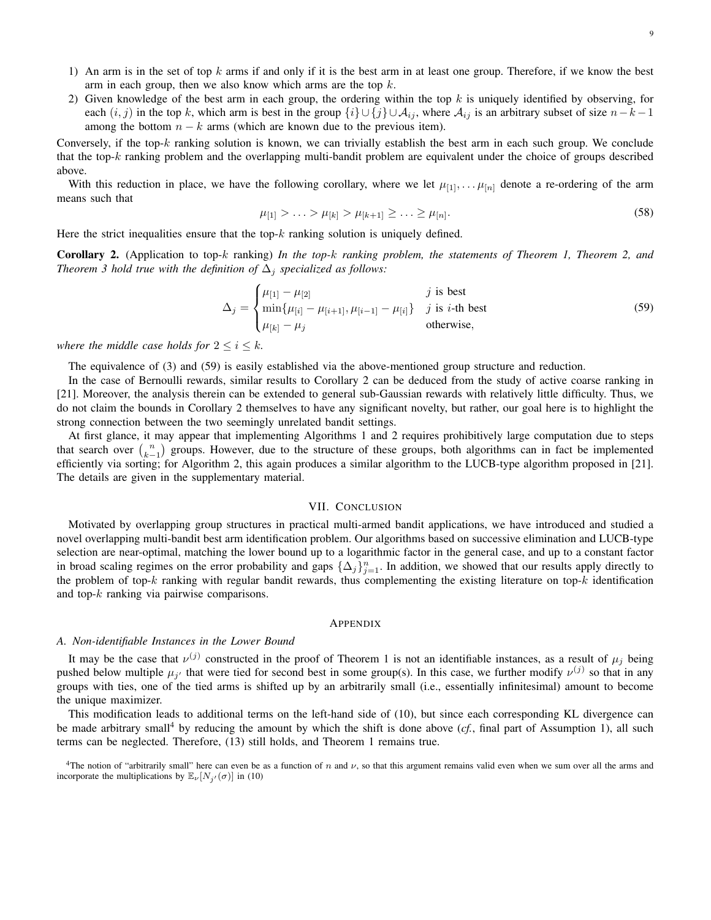1) An arm is in the set of top $k$ arms if and only if it is the best arm in at least one group. Therefore, if we know the best arm in each group, then we also know which arms are the top $k$.
2) Given knowledge of the best arm in each group, the ordering within the top $k$ is uniquely identified by observing, for each $(i, j)$ in the top $k$, which arm is best in the group $\{i\} \cup \{j\} \cup \mathcal{A}_{ij}$, where $\mathcal{A}_{ij}$ is an arbitrary subset of size $n-k-1$ among the bottom $n-k$ arms (which are known due to the previous item).

Conversely, if the top-$k$ ranking solution is known, we can trivially establish the best arm in each such group. We conclude that the top-$k$ ranking problem and the overlapping multi-bandit problem are equivalent under the choice of groups described above.

With this reduction in place, we have the following corollary, where we let $\mu_{[1]}, \dots \mu_{[n]}$ denote a re-ordering of the arm means such that

$$\mu_{[1]} > \dots > \mu_{[k]} > \mu_{[k+1]} \geq \dots \geq \mu_{[n]}. \tag{58}$$

Here the strict inequalities ensure that the top-$k$ ranking solution is uniquely defined.

**Corollary 2.** (Application to top-$k$ ranking) *In the top-$k$ ranking problem, the statements of Theorem 1, Theorem 2, and Theorem 3 hold true with the definition of $\Delta_j$ specialized as follows:*

$$\Delta_j = \begin{cases} \mu_{[1]} - \mu_{[2]} & j \text{ is best} \\ \min\{\mu_{[i]} - \mu_{[i+1]}, \mu_{[i-1]} - \mu_{[i]}\} & j \text{ is } i\text{-th best} \\ \mu_{[k]} - \mu_j & \text{otherwise,} \end{cases} \tag{59}$$

*where the middle case holds for $2 \leq i \leq k$.*

The equivalence of (3) and (59) is easily established via the above-mentioned group structure and reduction.

In the case of Bernoulli rewards, similar results to Corollary 2 can be deduced from the study of active coarse ranking in [21]. Moreover, the analysis therein can be extended to general sub-Gaussian rewards with relatively little difficulty. Thus, we do not claim the bounds in Corollary 2 themselves to have any significant novelty, but rather, our goal here is to highlight the strong connection between the two seemingly unrelated bandit settings.

At first glance, it may appear that implementing Algorithms 1 and 2 requires prohibitively large computation due to steps that search over $\binom{n}{k-1}$ groups. However, due to the structure of these groups, both algorithms can in fact be implemented efficiently via sorting; for Algorithm 2, this again produces a similar algorithm to the LUCB-type algorithm proposed in [21]. The details are given in the supplementary material.

## VII. Conclusion

Motivated by overlapping group structures in practical multi-armed bandit applications, we have introduced and studied a novel overlapping multi-bandit best arm identification problem. Our algorithms based on successive elimination and LUCB-type selection are near-optimal, matching the lower bound up to a logarithmic factor in the general case, and up to a constant factor in broad scaling regimes on the error probability and gaps $\{\Delta_j\}_{j=1}^n$. In addition, we showed that our results apply directly to the problem of top-$k$ ranking with regular bandit rewards, thus complementing the existing literature on top-$k$ identification and top-$k$ ranking via pairwise comparisons.

## Appendix

### A. Non-identifiable Instances in the Lower Bound

It may be the case that $\nu^{(j)}$ constructed in the proof of Theorem 1 is not an identifiable instances, as a result of $\mu_j$ being pushed below multiple $\mu_{j'}$ that were tied for second best in some group(s). In this case, we further modify $\nu^{(j)}$ so that in any groups with ties, one of the tied arms is shifted up by an arbitrarily small (i.e., essentially infinitesimal) amount to become the unique maximizer.

This modification leads to additional terms on the left-hand side of (10), but since each corresponding KL divergence can be made arbitrary small[4] by reducing the amount by which the shift is done above (*cf.*, final part of Assumption 1), all such terms can be neglected. Therefore, (13) still holds, and Theorem 1 remains true.

[4] The notion of "arbitrarily small" here can even be as a function of $n$ and $\nu$, so that this argument remains valid even when we sum over all the arms and incorporate the multiplications by $\mathbb{E}_\nu[N_{j'}(\sigma)]$ in (10)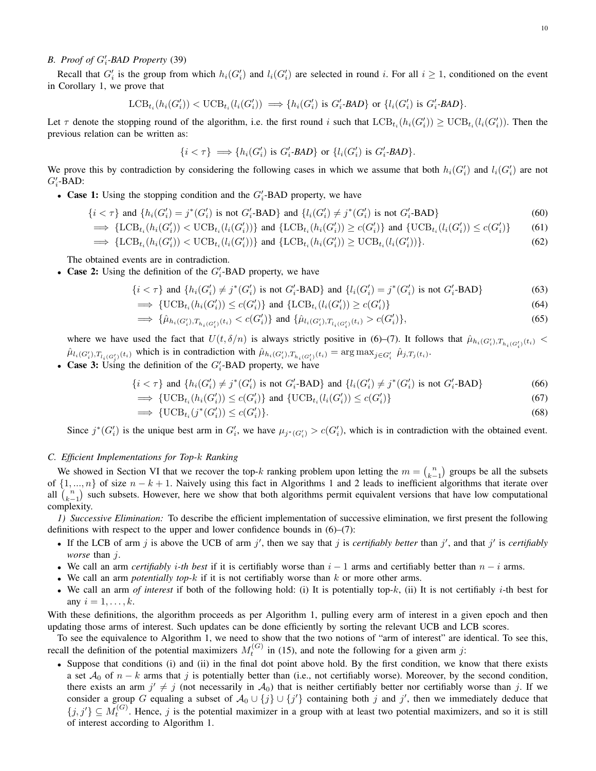### B. Proof of $G'_i$-BAD Property (39)

Recall that $G'_i$ is the group from which $h_i(G'_i)$ and $l_i(G'_i)$ are selected in round $i$. For all $i \geq 1$, conditioned on the event in Corollary 1, we prove that

$$\mathrm{LCB}_{t_i}(h_i(G'_i)) < \mathrm{UCB}_{t_i}(l_i(G'_i)) \implies \{h_i(G'_i) \text{ is } G'_i\text{-}\textit{BAD}\} \text{ or } \{l_i(G'_i) \text{ is } G'_i\text{-}\textit{BAD}\}.$$

Let $\tau$ denote the stopping round of the algorithm, i.e. the first round $i$ such that $\mathrm{LCB}_{t_i}(h_i(G'_i)) \geq \mathrm{UCB}_{t_i}(l_i(G'_i))$. Then the previous relation can be written as:

$$\{i < \tau\} \implies \{h_i(G'_i) \text{ is } G'_i\text{-}\textit{BAD}\} \text{ or } \{l_i(G'_i) \text{ is } G'_i\text{-}\textit{BAD}\}.$$

We prove this by contradiction by considering the following cases in which we assume that both $h_i(G'_i)$ and $l_i(G'_i)$ are not $G'_i$-BAD:

- **Case 1:** Using the stopping condition and the $G'_i$-BAD property, we have

$$\{i < \tau\} \text{ and } \{h_i(G'_i) = j^*(G'_i) \text{ is not } G'_i\text{-BAD}\} \text{ and } \{l_i(G'_i) \neq j^*(G'_i) \text{ is not } G'_i\text{-BAD}\} \tag{60}$$

$$\implies \{\mathrm{LCB}_{t_i}(h_i(G'_i)) < \mathrm{UCB}_{t_i}(l_i(G'_i))\} \text{ and } \{\mathrm{LCB}_{t_i}(h_i(G'_i)) \geq c(G'_i)\} \text{ and } \{\mathrm{UCB}_{t_i}(l_i(G'_i)) \leq c(G'_i)\} \tag{61}$$

$$\implies \{\mathrm{LCB}_{t_i}(h_i(G'_i)) < \mathrm{UCB}_{t_i}(l_i(G'_i))\} \text{ and } \{\mathrm{LCB}_{t_i}(h_i(G'_i)) \geq \mathrm{UCB}_{t_i}(l_i(G'_i))\}. \tag{62}$$

The obtained events are in contradiction.

- **Case 2:** Using the definition of the $G'_i$-BAD property, we have

$$\{i < \tau\} \text{ and } \{h_i(G'_i) \neq j^*(G'_i) \text{ is not } G'_i\text{-BAD}\} \text{ and } \{l_i(G'_i) = j^*(G'_i) \text{ is not } G'_i\text{-BAD}\} \tag{63}$$

$$\implies \{\mathrm{UCB}_{t_i}(h_i(G'_i)) \leq c(G'_i)\} \text{ and } \{\mathrm{LCB}_{t_i}(l_i(G'_i)) \geq c(G'_i)\} \tag{64}$$

$$\implies \{\hat{\mu}_{h_i(G'_i), T_{h_i(G'_i)}(t_i)} < c(G'_i)\} \text{ and } \{\hat{\mu}_{l_i(G'_i), T_{l_i(G'_i)}(t_i)} > c(G'_i)\}, \tag{65}$$

where we have used the fact that $U(t, \delta/n)$ is always strictly positive in (6)–(7). It follows that $\hat{\mu}_{h_i(G'_i), T_{h_i(G'_i)}(t_i)} < \hat{\mu}_{l_i(G'_i), T_{l_i(G'_i)}(t_i)}$ which is in contradiction with $\hat{\mu}_{h_i(G'_i), T_{h_i(G'_i)}(t_i)} = \arg\max_{j \in G'_i} \hat{\mu}_{j, T_j(t_i)}$.

- **Case 3:** Using the definition of the $G'_i$-BAD property, we have

$$\{i < \tau\} \text{ and } \{h_i(G'_i) \neq j^*(G'_i) \text{ is not } G'_i\text{-BAD}\} \text{ and } \{l_i(G'_i) \neq j^*(G'_i) \text{ is not } G'_i\text{-BAD}\} \tag{66}$$

$$\implies \{\mathrm{UCB}_{t_i}(h_i(G'_i)) \leq c(G'_i)\} \text{ and } \{\mathrm{UCB}_{t_i}(l_i(G'_i)) \leq c(G'_i)\} \tag{67}$$

$$\implies \{\mathrm{UCB}_{t_i}(j^*(G'_i)) \leq c(G'_i)\}. \tag{68}$$

Since $j^*(G'_i)$ is the unique best arm in $G'_i$, we have $\mu_{j^*(G'_i)} > c(G'_i)$, which is in contradiction with the obtained event.

### C. Efficient Implementations for Top-$k$ Ranking

We showed in Section VI that we recover the top-$k$ ranking problem upon letting the $m = \binom{n}{k-1}$ groups be all the subsets of $\{1, ..., n\}$ of size $n - k + 1$. Naively using this fact in Algorithms 1 and 2 leads to inefficient algorithms that iterate over all $\binom{n}{k-1}$ such subsets. However, here we show that both algorithms permit equivalent versions that have low computational complexity.

*1) Successive Elimination:* To describe the efficient implementation of successive elimination, we first present the following definitions with respect to the upper and lower confidence bounds in (6)–(7):

- If the LCB of arm $j$ is above the UCB of arm $j'$, then we say that $j$ is *certifiably better* than $j'$, and that $j'$ is *certifiably worse* than $j$.
- We call an arm *certifiably $i$-th best* if it is certifiably worse than $i - 1$ arms and certifiably better than $n - i$ arms.
- We call an arm *potentially top-$k$* if it is not certifiably worse than $k$ or more other arms.
- We call an arm *of interest* if both of the following hold: (i) It is potentially top-$k$, (ii) It is not certifiably $i$-th best for any $i = 1, \ldots, k$.

With these definitions, the algorithm proceeds as per Algorithm 1, pulling every arm of interest in a given epoch and then updating those arms of interest. Such updates can be done efficiently by sorting the relevant UCB and LCB scores.

To see the equivalence to Algorithm 1, we need to show that the two notions of "arm of interest" are identical. To see this, recall the definition of the potential maximizers $M_t^{(G)}$ in (15), and note the following for a given arm $j$:

- Suppose that conditions (i) and (ii) in the final dot point above hold. By the first condition, we know that there exists a set $\mathcal{A}_0$ of $n - k$ arms that $j$ is potentially better than (i.e., not certifiably worse). Moreover, by the second condition, there exists an arm $j' \neq j$ (not necessarily in $\mathcal{A}_0$) that is neither certifiably better nor certifiably worse than $j$. If we consider a group $G$ equaling a subset of $\mathcal{A}_0 \cup \{j\} \cup \{j'\}$ containing both $j$ and $j'$, then we immediately deduce that $\{j, j'\} \subseteq M_t^{(G)}$. Hence, $j$ is the potential maximizer in a group with at least two potential maximizers, and so it is still of interest according to Algorithm 1.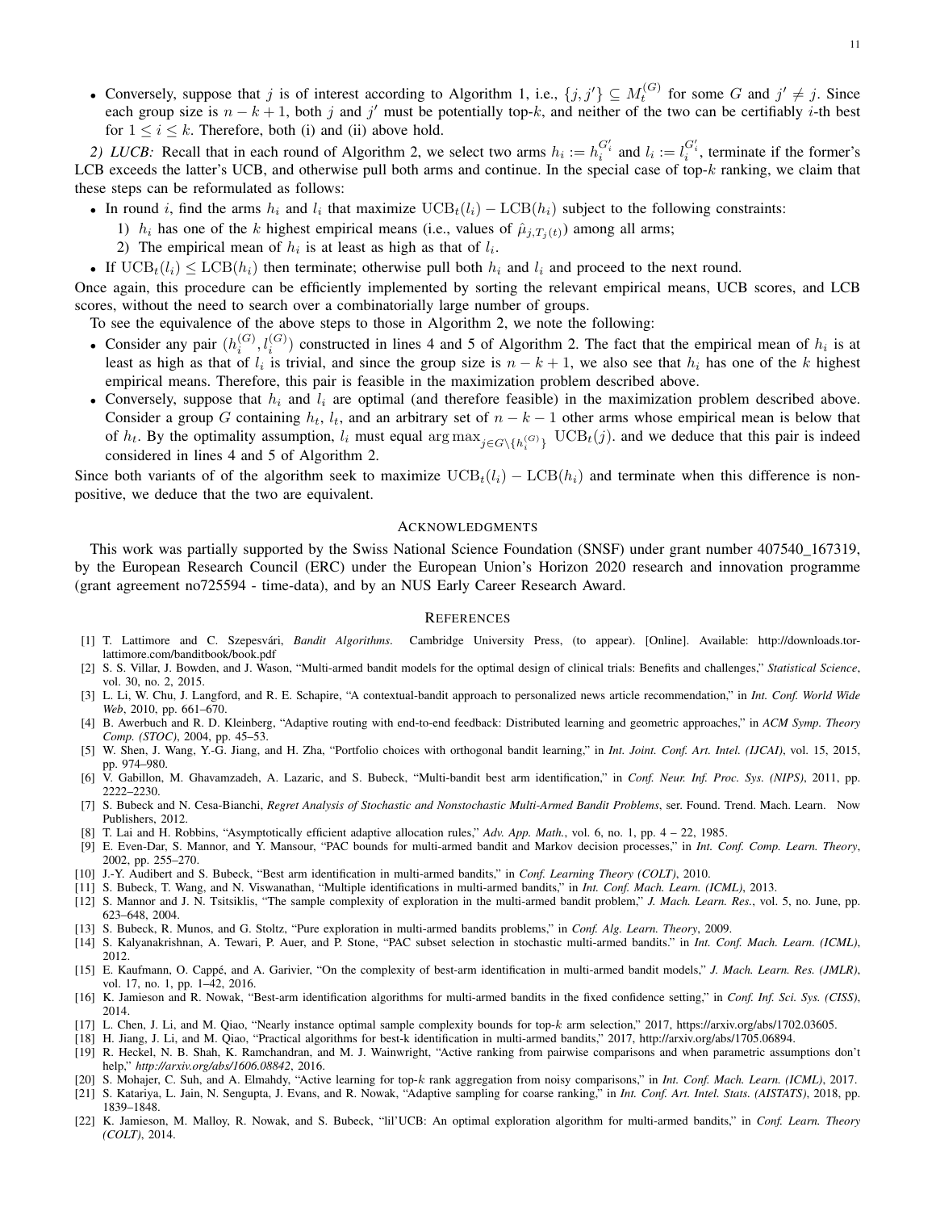- Conversely, suppose that $j$ is of interest according to Algorithm 1, i.e., $\{j, j'\} \subseteq M_t^{(G)}$ for some $G$ and $j' \neq j$. Since each group size is $n-k+1$, both $j$ and $j'$ must be potentially top-$k$, and neither of the two can be certifiably $i$-th best for $1 \le i \le k$. Therefore, both (i) and (ii) above hold.

*2) LUCB:* Recall that in each round of Algorithm 2, we select two arms $h_i := h_i^{G'_i}$ and $l_i := l_i^{G'_i}$, terminate if the former's LCB exceeds the latter's UCB, and otherwise pull both arms and continue. In the special case of top-$k$ ranking, we claim that these steps can be reformulated as follows:

- In round $i$, find the arms $h_i$ and $l_i$ that maximize $\mathrm{UCB}_t(l_i) - \mathrm{LCB}(h_i)$ subject to the following constraints:
  1) $h_i$ has one of the $k$ highest empirical means (i.e., values of $\hat{\mu}_{j,T_j(t)}$) among all arms;
  2) The empirical mean of $h_i$ is at least as high as that of $l_i$.
- If $\mathrm{UCB}_t(l_i) \le \mathrm{LCB}(h_i)$ then terminate; otherwise pull both $h_i$ and $l_i$ and proceed to the next round.

Once again, this procedure can be efficiently implemented by sorting the relevant empirical means, UCB scores, and LCB scores, without the need to search over a combinatorially large number of groups.

To see the equivalence of the above steps to those in Algorithm 2, we note the following:

- Consider any pair $(h_i^{(G)}, l_i^{(G)})$ constructed in lines 4 and 5 of Algorithm 2. The fact that the empirical mean of $h_i$ is at least as high as that of $l_i$ is trivial, and since the group size is $n-k+1$, we also see that $h_i$ has one of the $k$ highest empirical means. Therefore, this pair is feasible in the maximization problem described above.
- Conversely, suppose that $h_i$ and $l_i$ are optimal (and therefore feasible) in the maximization problem described above. Consider a group $G$ containing $h_t$, $l_t$, and an arbitrary set of $n-k-1$ other arms whose empirical mean is below that of $h_t$. By the optimality assumption, $l_i$ must equal $\arg\max_{j \in G \setminus \{h_i^{(G)}\}} \mathrm{UCB}_t(j)$. and we deduce that this pair is indeed considered in lines 4 and 5 of Algorithm 2.

Since both variants of of the algorithm seek to maximize $\mathrm{UCB}_t(l_i) - \mathrm{LCB}(h_i)$ and terminate when this difference is non-positive, we deduce that the two are equivalent.

## Acknowledgments

This work was partially supported by the Swiss National Science Foundation (SNSF) under grant number 407540_167319, by the European Research Council (ERC) under the European Union's Horizon 2020 research and innovation programme (grant agreement no725594 - time-data), and by an NUS Early Career Research Award.

## References

[1] T. Lattimore and C. Szepesvári, *Bandit Algorithms*. Cambridge University Press, (to appear). [Online]. Available: http://downloads.tor-lattimore.com/banditbook/book.pdf

[2] S. S. Villar, J. Bowden, and J. Wason, "Multi-armed bandit models for the optimal design of clinical trials: Benefits and challenges," *Statistical Science*, vol. 30, no. 2, 2015.

[3] L. Li, W. Chu, J. Langford, and R. E. Schapire, "A contextual-bandit approach to personalized news article recommendation," in *Int. Conf. World Wide Web*, 2010, pp. 661–670.

[4] B. Awerbuch and R. D. Kleinberg, "Adaptive routing with end-to-end feedback: Distributed learning and geometric approaches," in *ACM Symp. Theory Comp. (STOC)*, 2004, pp. 45–53.

[5] W. Shen, J. Wang, Y.-G. Jiang, and H. Zha, "Portfolio choices with orthogonal bandit learning," in *Int. Joint. Conf. Art. Intel. (IJCAI)*, vol. 15, 2015, pp. 974–980.

[6] V. Gabillon, M. Ghavamzadeh, A. Lazaric, and S. Bubeck, "Multi-bandit best arm identification," in *Conf. Neur. Inf. Proc. Sys. (NIPS)*, 2011, pp. 2222–2230.

[7] S. Bubeck and N. Cesa-Bianchi, *Regret Analysis of Stochastic and Nonstochastic Multi-Armed Bandit Problems*, ser. Found. Trend. Mach. Learn. Now Publishers, 2012.

[8] T. Lai and H. Robbins, "Asymptotically efficient adaptive allocation rules," *Adv. App. Math.*, vol. 6, no. 1, pp. 4 – 22, 1985.

[9] E. Even-Dar, S. Mannor, and Y. Mansour, "PAC bounds for multi-armed bandit and Markov decision processes," in *Int. Conf. Comp. Learn. Theory*, 2002, pp. 255–270.

[10] J.-Y. Audibert and S. Bubeck, "Best arm identification in multi-armed bandits," in *Conf. Learning Theory (COLT)*, 2010.

[11] S. Bubeck, T. Wang, and N. Viswanathan, "Multiple identifications in multi-armed bandits," in *Int. Conf. Mach. Learn. (ICML)*, 2013.

[12] S. Mannor and J. N. Tsitsiklis, "The sample complexity of exploration in the multi-armed bandit problem," *J. Mach. Learn. Res.*, vol. 5, no. June, pp. 623–648, 2004.

[13] S. Bubeck, R. Munos, and G. Stoltz, "Pure exploration in multi-armed bandits problems," in *Conf. Alg. Learn. Theory*, 2009.

[14] S. Kalyanakrishnan, A. Tewari, P. Auer, and P. Stone, "PAC subset selection in stochastic multi-armed bandits." in *Int. Conf. Mach. Learn. (ICML)*, 2012.

[15] E. Kaufmann, O. Cappé, and A. Garivier, "On the complexity of best-arm identification in multi-armed bandit models," *J. Mach. Learn. Res. (JMLR)*, vol. 17, no. 1, pp. 1–42, 2016.

[16] K. Jamieson and R. Nowak, "Best-arm identification algorithms for multi-armed bandits in the fixed confidence setting," in *Conf. Inf. Sci. Sys. (CISS)*, 2014.

[17] L. Chen, J. Li, and M. Qiao, "Nearly instance optimal sample complexity bounds for top-$k$ arm selection," 2017, https://arxiv.org/abs/1702.03605.

[18] H. Jiang, J. Li, and M. Qiao, "Practical algorithms for best-k identification in multi-armed bandits," 2017, http://arxiv.org/abs/1705.06894.

[19] R. Heckel, N. B. Shah, K. Ramchandran, and M. J. Wainwright, "Active ranking from pairwise comparisons and when parametric assumptions don't help," *http://arxiv.org/abs/1606.08842*, 2016.

[20] S. Mohajer, C. Suh, and A. Elmahdy, "Active learning for top-$k$ rank aggregation from noisy comparisons," in *Int. Conf. Mach. Learn. (ICML)*, 2017.

[21] S. Katariya, L. Jain, N. Sengupta, J. Evans, and R. Nowak, "Adaptive sampling for coarse ranking," in *Int. Conf. Art. Intel. Stats. (AISTATS)*, 2018, pp. 1839–1848.

[22] K. Jamieson, M. Malloy, R. Nowak, and S. Bubeck, "lil'UCB: An optimal exploration algorithm for multi-armed bandits," in *Conf. Learn. Theory (COLT)*, 2014.